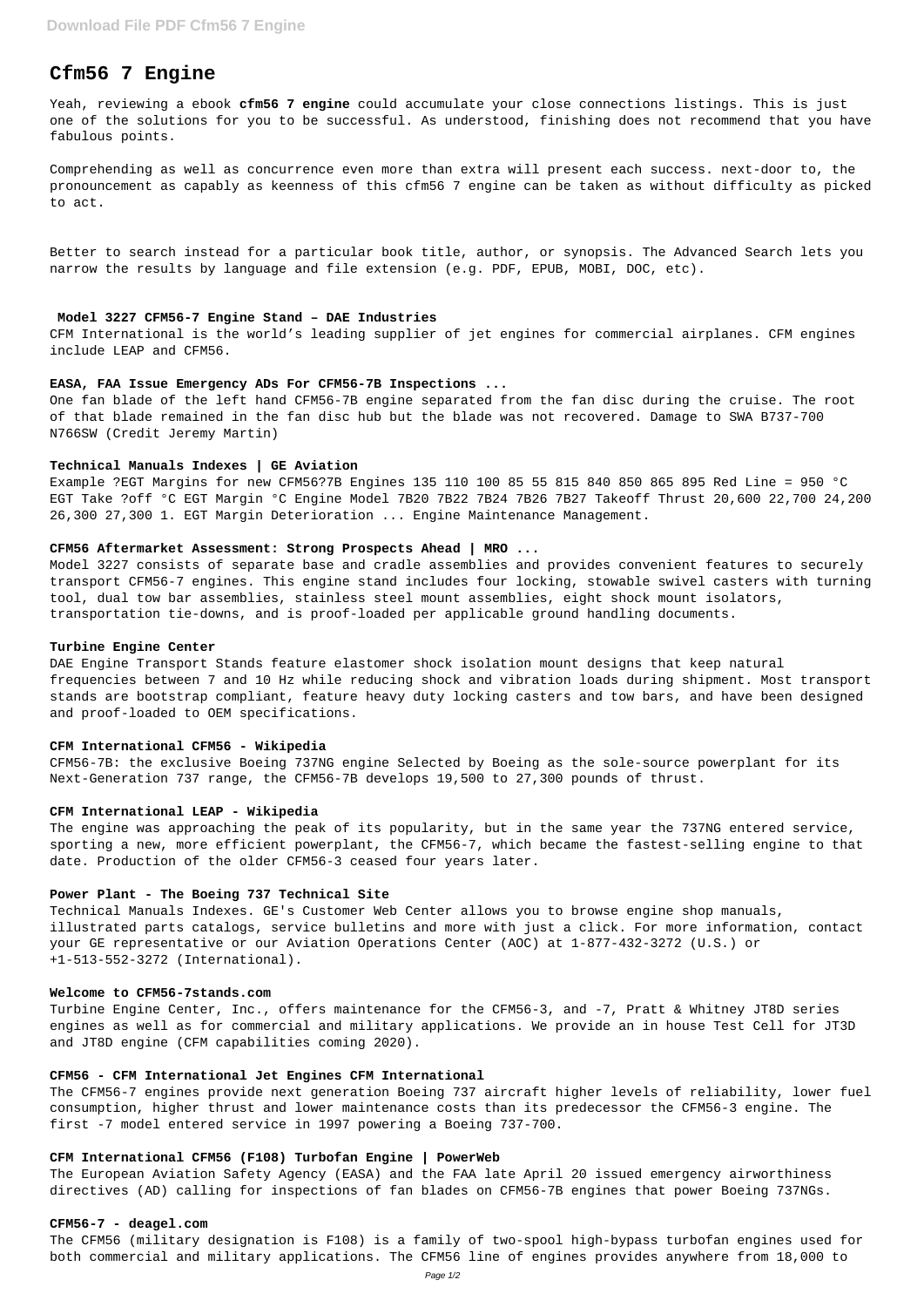# Cfm56 7 Engine

Yeah, reviewing a ebook **cfm56 7 engine** could accumulate your close connections listings. This is just one of the solutions for you to be successful. As understood, finishing does not recommend that you have fabulous points.

Comprehending as well as concurrence even more than extra will present each success. next-door to, the pronouncement as capably as keenness of this cfm56 7 engine can be taken as without difficulty as picked to act.

Better to search instead for a particular book title, author, or synopsis. The Advanced Search lets you narrow the results by language and file extension (e.g. PDF, EPUB, MOBI, DOC, etc).

### Model 3227 CFM56-7 Engine Stand – DAE Industries

CFM International is the world's leading supplier of jet engines for commercial airplanes. CFM engines include LEAP and CFM56.

### EASA, FAA Issue Emergency ADs For CFM56-7B Inspections ...

One fan blade of the left hand CFM56-7B engine separated from the fan disc during the cruise. The root of that blade remained in the fan disc hub but the blade was not recovered. Damage to SWA B737-700 N766SW (Credit Jeremy Martin)

### Technical Manuals Indexes | GE Aviation

Example ?EGT Margins for new CFM56?7B Engines 135 110 100 85 55 815 840 850 865 895 Red Line = 950 °C EGT Take ?off °C EGT Margin °C Engine Model 7B20 7B22 7B24 7B26 7B27 Takeoff Thrust 20,600 22,700 24,200 26,300 27,300 1. EGT Margin Deterioration ... Engine Maintenance Management.

### CFM56 Aftermarket Assessment: Strong Prospects Ahead | MRO ...

Model 3227 consists of separate base and cradle assemblies and provides convenient features to securely transport CFM56-7 engines. This engine stand includes four locking, stowable swivel casters with turning tool, dual tow bar assemblies, stainless steel mount assemblies, eight shock mount isolators, transportation tie-downs, and is proof-loaded per applicable ground handling documents.

### Turbine Engine Center

DAE Engine Transport Stands feature elastomer shock isolation mount designs that keep natural frequencies between 7 and 10 Hz while reducing shock and vibration loads during shipment. Most transport stands are bootstrap compliant, feature heavy duty locking casters and tow bars, and have been designed and proof-loaded to OEM specifications.

### CFM International CFM56 - Wikipedia

CFM56-7B: the exclusive Boeing 737NG engine Selected by Boeing as the sole-source powerplant for its Next-Generation 737 range, the CFM56-7B develops 19,500 to 27,300 pounds of thrust.

### CFM International LEAP - Wikipedia

The engine was approaching the peak of its popularity, but in the same year the 737NG entered service, sporting a new, more efficient powerplant, the CFM56-7, which became the fastest-selling engine to that date. Production of the older CFM56-3 ceased four years later.

### Power Plant - The Boeing 737 Technical Site

Technical Manuals Indexes. GE's Customer Web Center allows you to browse engine shop manuals, illustrated parts catalogs, service bulletins and more with just a click. For more information, contact your GE representative or our Aviation Operations Center (AOC) at 1-877-432-3272 (U.S.) or +1-513-552-3272 (International).

### Welcome to CFM56-7stands.com

Turbine Engine Center, Inc., offers maintenance for the CFM56-3, and -7, Pratt & Whitney JT8D series engines as well as for commercial and military applications. We provide an in house Test Cell for JT3D and JT8D engine (CFM capabilities coming 2020).

### CFM56 - CFM International Jet Engines CFM International

The CFM56-7 engines provide next generation Boeing 737 aircraft higher levels of reliability, lower fuel consumption, higher thrust and lower maintenance costs than its predecessor the CFM56-3 engine. The first -7 model entered service in 1997 powering a Boeing 737-700.

### CFM International CFM56 (F108) Turbofan Engine | PowerWeb

The European Aviation Safety Agency (EASA) and the FAA late April 20 issued emergency airworthiness directives (AD) calling for inspections of fan blades on CFM56-7B engines that power Boeing 737NGs.

### CFM56-7 - deagel.com

The CFM56 (military designation is F108) is a family of two-spool high-bypass turbofan engines used for both commercial and military applications. The CFM56 line of engines provides anywhere from 18,000 to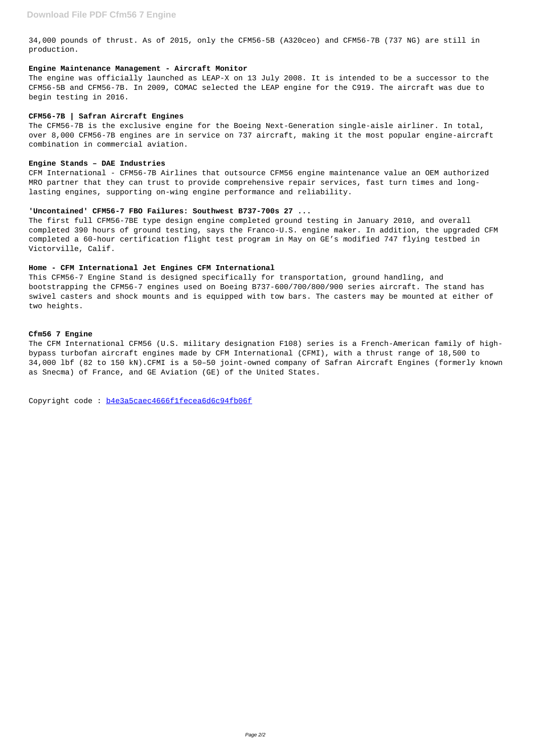34,000 pounds of thrust. As of 2015, only the CFM56-5B (A320ceo) and CFM56-7B (737 NG) are still in production.

### Engine Maintenance Management - Aircraft Monitor

The engine was officially launched as LEAP-X on 13 July 2008. It is intended to be a successor to the CFM56-5B and CFM56-7B. In 2009, COMAC selected the LEAP engine for the C919. The aircraft was due to begin testing in 2016.

### CFM56-7B | Safran Aircraft Engines

The CFM56-7B is the exclusive engine for the Boeing Next-Generation single-aisle airliner. In total, over 8,000 CFM56-7B engines are in service on 737 aircraft, making it the most popular engine-aircraft combination in commercial aviation.

### Engine Stands – DAE Industries

CFM International - CFM56-7B Airlines that outsource CFM56 engine maintenance value an OEM authorized MRO partner that they can trust to provide comprehensive repair services, fast turn times and long-lasting engines, supporting on-wing engine performance and reliability.

### 'Uncontained' CFM56-7 FBO Failures: Southwest B737-700s 27 ...

The first full CFM56-7BE type design engine completed ground testing in January 2010, and overall completed 390 hours of ground testing, says the Franco-U.S. engine maker. In addition, the upgraded CFM completed a 60-hour certification flight test program in May on GE's modified 747 flying testbed in Victorville, Calif.

### Home - CFM International Jet Engines CFM International

This CFM56-7 Engine Stand is designed specifically for transportation, ground handling, and bootstrapping the CFM56-7 engines used on Boeing B737-600/700/800/900 series aircraft. The stand has swivel casters and shock mounts and is equipped with tow bars. The casters may be mounted at either of two heights.

### Cfm56 7 Engine

The CFM International CFM56 (U.S. military designation F108) series is a French-American family of high-bypass turbofan aircraft engines made by CFM International (CFMI), with a thrust range of 18,500 to 34,000 lbf (82 to 150 kN).CFMI is a 50–50 joint-owned company of Safran Aircraft Engines (formerly known as Snecma) of France, and GE Aviation (GE) of the United States.

Copyright code : b4e3a5caec4666f1fecea6d6c94fb06f